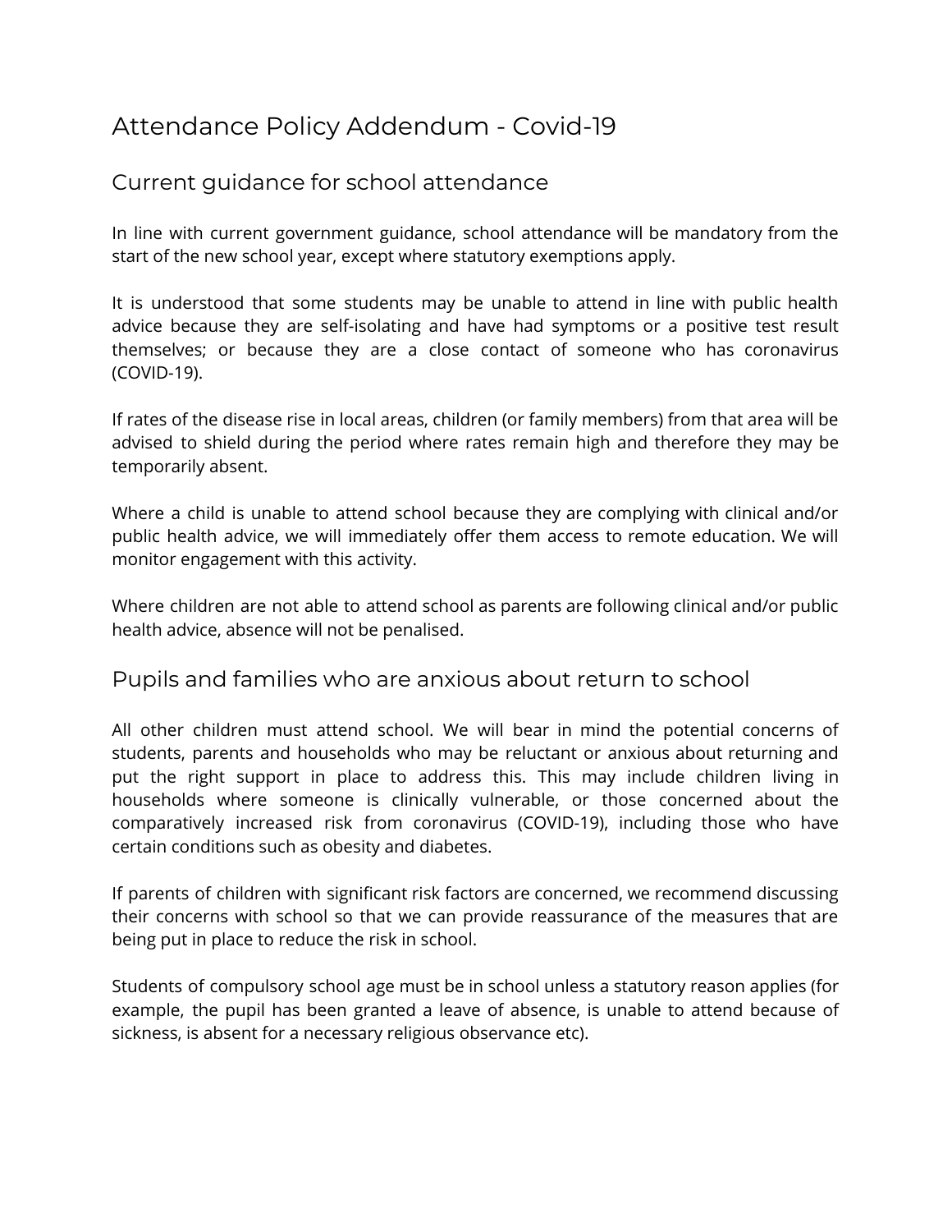# Attendance Policy Addendum - Covid-19

## Current guidance for school attendance

In line with current government guidance, school attendance will be mandatory from the start of the new school year, except where statutory exemptions apply.

It is understood that some students may be unable to attend in line with public health advice because they are self-isolating and have had symptoms or a positive test result themselves; or because they are a close contact of someone who has coronavirus (COVID-19).

If rates of the disease rise in local areas, children (or family members) from that area will be advised to shield during the period where rates remain high and therefore they may be temporarily absent.

Where a child is unable to attend school because they are complying with clinical and/or public health advice, we will immediately offer them access to remote education. We will monitor engagement with this activity.

Where children are not able to attend school as parents are following clinical and/or public health advice, absence will not be penalised.

## Pupils and families who are anxious about return to school

All other children must attend school. We will bear in mind the potential concerns of students, parents and households who may be reluctant or anxious about returning and put the right support in place to address this. This may include children living in households where someone is clinically vulnerable, or those concerned about the comparatively increased risk from coronavirus (COVID-19), including those who have certain conditions such as obesity and diabetes.

If parents of children with significant risk factors are concerned, we recommend discussing their concerns with school so that we can provide reassurance of the measures that are being put in place to reduce the risk in school.

Students of compulsory school age must be in school unless a statutory reason applies (for example, the pupil has been granted a leave of absence, is unable to attend because of sickness, is absent for a necessary religious observance etc).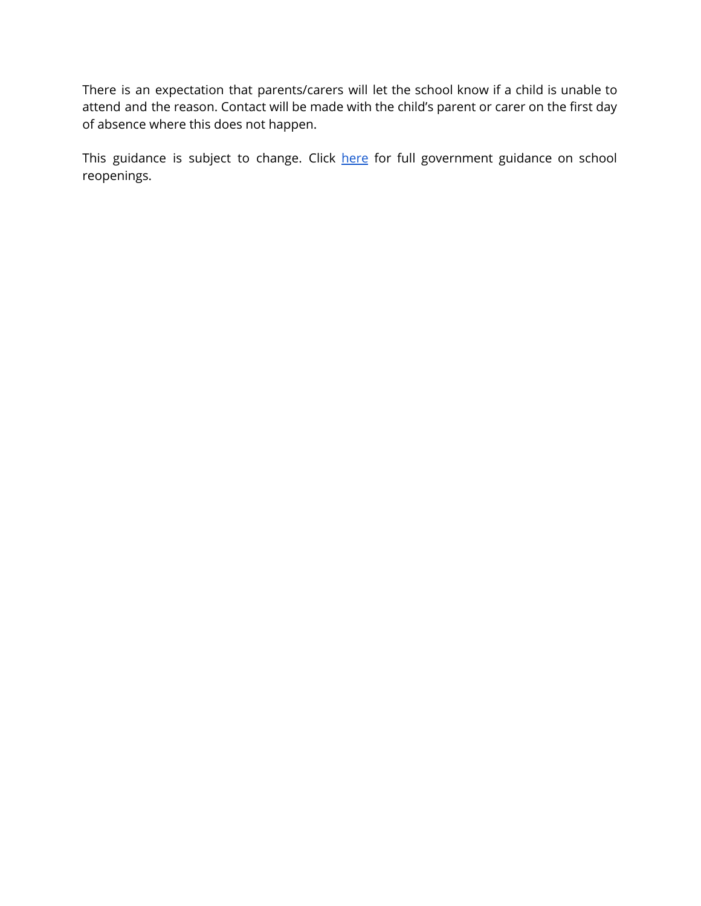There is an expectation that parents/carers will let the school know if a child is unable to attend and the reason. Contact will be made with the child's parent or carer on the first day of absence where this does not happen.

This guidance is subject to change. Click here for full government guidance on school reopenings.